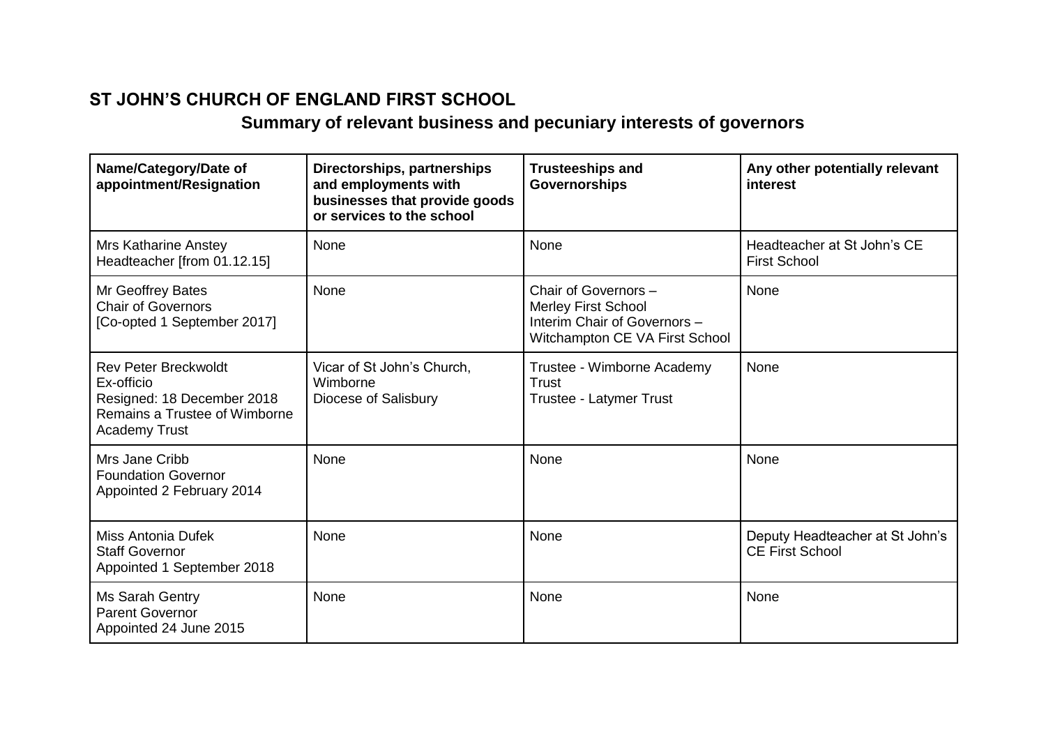# ST JOHN'S CHURCH OF ENGLAND FIRST SCHOOL

## Summary of relevant business and pecuniary interests of governors

| Name/Category/Date of appointment/Resignation | Directorships, partnerships and employments with businesses that provide goods or services to the school | Trusteeships and Governorships | Any other potentially relevant interest |
|---|---|---|---|
| Mrs Katharine Anstey<br>Headteacher [from 01.12.15] | None | None | Headteacher at St John's CE First School |
| Mr Geoffrey Bates<br>Chair of Governors<br>[Co-opted 1 September 2017] | None | Chair of Governors –<br>Merley First School<br>Interim Chair of Governors –<br>Witchampton CE VA First School | None |
| Rev Peter Breckwoldt<br>Ex-officio<br>Resigned: 18 December 2018<br>Remains a Trustee of Wimborne Academy Trust | Vicar of St John's Church, Wimborne<br>Diocese of Salisbury | Trustee - Wimborne Academy Trust<br>Trustee - Latymer Trust | None |
| Mrs Jane Cribb<br>Foundation Governor<br>Appointed 2 February 2014 | None | None | None |
| Miss Antonia Dufek<br>Staff Governor<br>Appointed 1 September 2018 | None | None | Deputy Headteacher at St John's CE First School |
| Ms Sarah Gentry<br>Parent Governor<br>Appointed 24 June 2015 | None | None | None |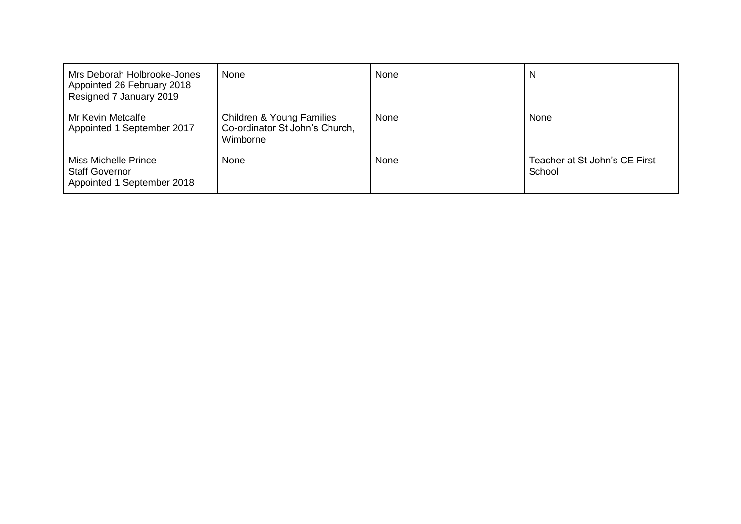| | | | |
|---|---|---|---|
| Mrs Deborah Holbrooke-Jones<br>Appointed 26 February 2018<br>Resigned 7 January 2019 | None | None | N |
| Mr Kevin Metcalfe<br>Appointed 1 September 2017 | Children & Young Families Co-ordinator St John's Church, Wimborne | None | None |
| Miss Michelle Prince<br>Staff Governor<br>Appointed 1 September 2018 | None | None | Teacher at St John's CE First School |